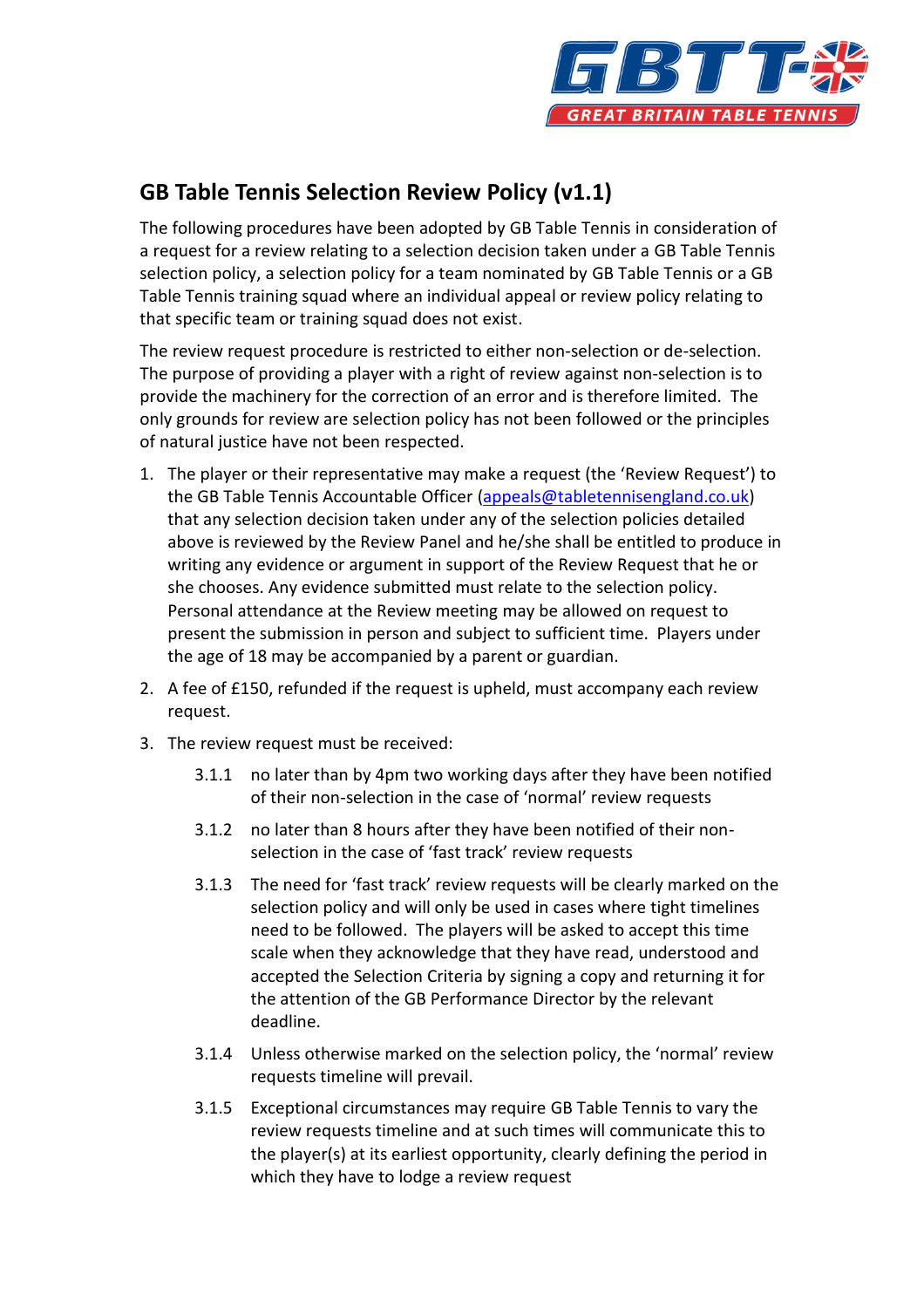# GB Table Tennis Selection Review Policy (v1.1)

The following procedures have been adopted by GB Table Tennis in consideration of a request for a review relating to a selection decision taken under a GB Table Tennis selection policy, a selection policy for a team nominated by GB Table Tennis or a GB Table Tennis training squad where an individual appeal or review policy relating to that specific team or training squad does not exist.

The review request procedure is restricted to either non-selection or de-selection. The purpose of providing a player with a right of review against non-selection is to provide the machinery for the correction of an error and is therefore limited. The only grounds for review are selection policy has not been followed or the principles of natural justice have not been respected.

1. The player or their representative may make a request (the 'Review Request') to the GB Table Tennis Accountable Officer (appeals@tabletennisengland.co.uk) that any selection decision taken under any of the selection policies detailed above is reviewed by the Review Panel and he/she shall be entitled to produce in writing any evidence or argument in support of the Review Request that he or she chooses. Any evidence submitted must relate to the selection policy. Personal attendance at the Review meeting may be allowed on request to present the submission in person and subject to sufficient time. Players under the age of 18 may be accompanied by a parent or guardian.
2. A fee of £150, refunded if the request is upheld, must accompany each review request.
3. The review request must be received:

   3.1.1 no later than by 4pm two working days after they have been notified of their non-selection in the case of 'normal' review requests

   3.1.2 no later than 8 hours after they have been notified of their non-selection in the case of 'fast track' review requests

   3.1.3 The need for 'fast track' review requests will be clearly marked on the selection policy and will only be used in cases where tight timelines need to be followed. The players will be asked to accept this time scale when they acknowledge that they have read, understood and accepted the Selection Criteria by signing a copy and returning it for the attention of the GB Performance Director by the relevant deadline.

   3.1.4 Unless otherwise marked on the selection policy, the 'normal' review requests timeline will prevail.

   3.1.5 Exceptional circumstances may require GB Table Tennis to vary the review requests timeline and at such times will communicate this to the player(s) at its earliest opportunity, clearly defining the period in which they have to lodge a review request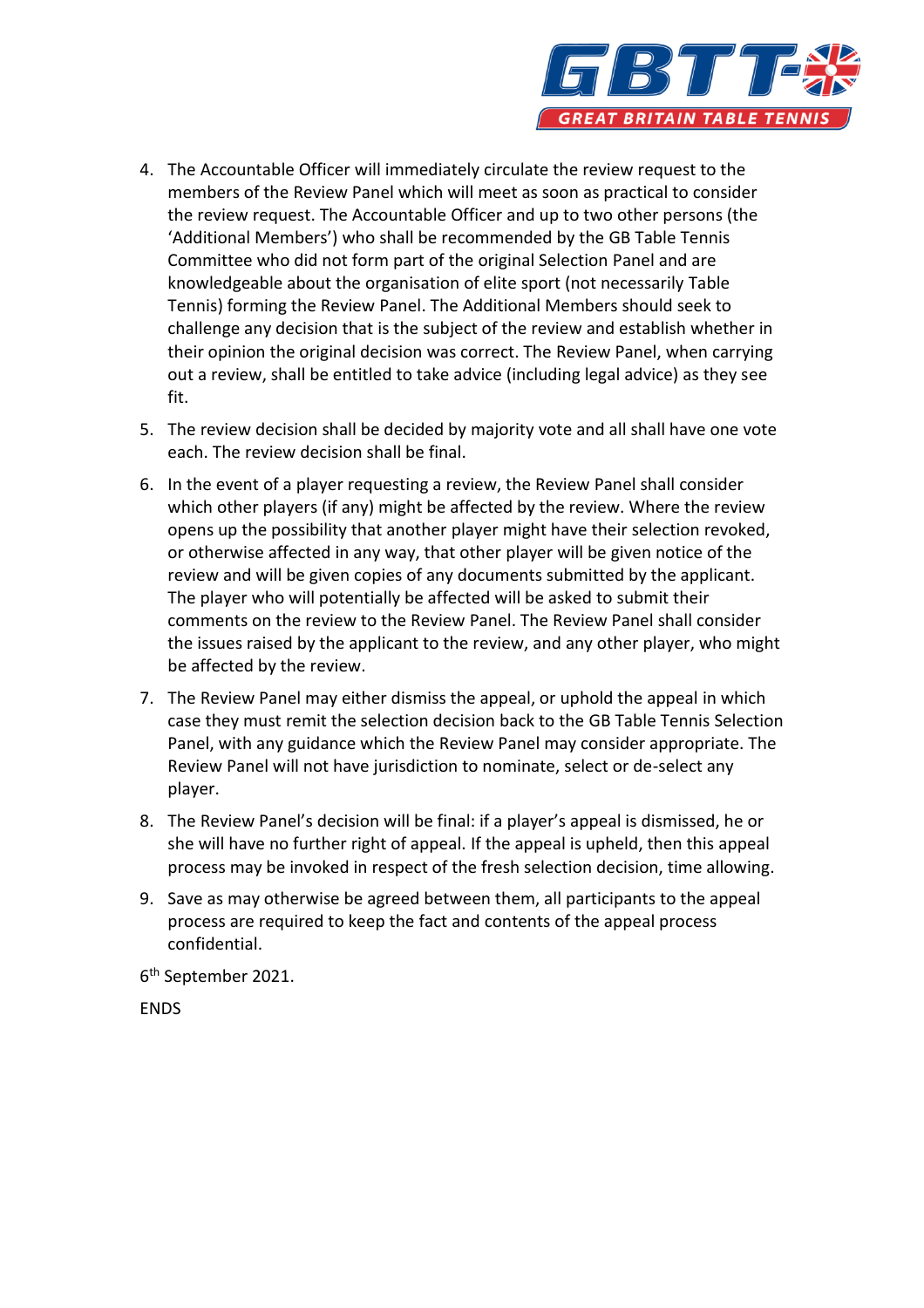4. The Accountable Officer will immediately circulate the review request to the members of the Review Panel which will meet as soon as practical to consider the review request. The Accountable Officer and up to two other persons (the 'Additional Members') who shall be recommended by the GB Table Tennis Committee who did not form part of the original Selection Panel and are knowledgeable about the organisation of elite sport (not necessarily Table Tennis) forming the Review Panel. The Additional Members should seek to challenge any decision that is the subject of the review and establish whether in their opinion the original decision was correct. The Review Panel, when carrying out a review, shall be entitled to take advice (including legal advice) as they see fit.
5. The review decision shall be decided by majority vote and all shall have one vote each. The review decision shall be final.
6. In the event of a player requesting a review, the Review Panel shall consider which other players (if any) might be affected by the review. Where the review opens up the possibility that another player might have their selection revoked, or otherwise affected in any way, that other player will be given notice of the review and will be given copies of any documents submitted by the applicant. The player who will potentially be affected will be asked to submit their comments on the review to the Review Panel. The Review Panel shall consider the issues raised by the applicant to the review, and any other player, who might be affected by the review.
7. The Review Panel may either dismiss the appeal, or uphold the appeal in which case they must remit the selection decision back to the GB Table Tennis Selection Panel, with any guidance which the Review Panel may consider appropriate. The Review Panel will not have jurisdiction to nominate, select or de-select any player.
8. The Review Panel's decision will be final: if a player's appeal is dismissed, he or she will have no further right of appeal. If the appeal is upheld, then this appeal process may be invoked in respect of the fresh selection decision, time allowing.
9. Save as may otherwise be agreed between them, all participants to the appeal process are required to keep the fact and contents of the appeal process confidential.

6th September 2021.

ENDS